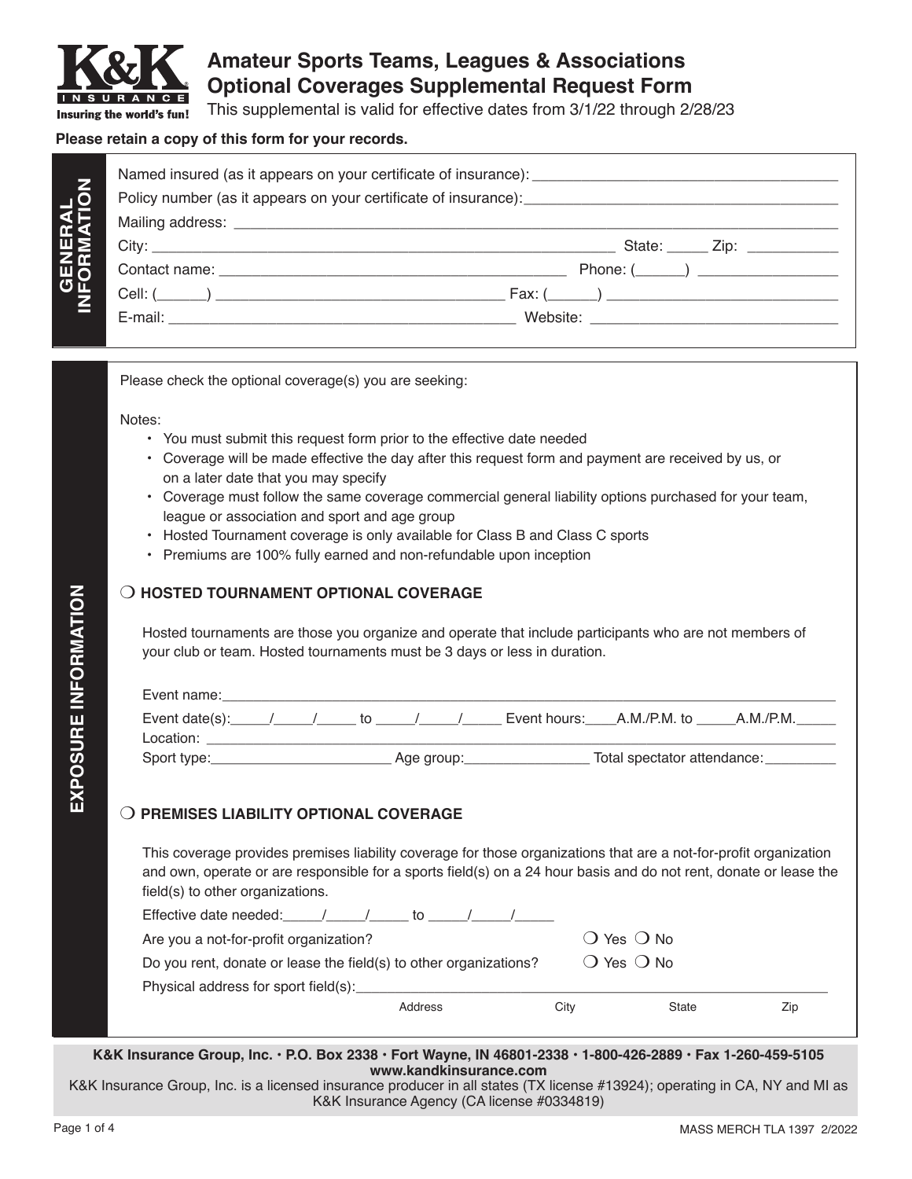**K&K INSURANCE** — Insuring the world's fun!

# Amateur Sports Teams, Leagues & Associations Optional Coverages Supplemental Request Form

This supplemental is valid for effective dates from 3/1/22 through 2/28/23

**Please retain a copy of this form for your records.**

## GENERAL INFORMATION

Named insured (as it appears on your certificate of insurance): ______________________________

Policy number (as it appears on your certificate of insurance): ______________________________

Mailing address: ______________________________

City: ______________________________ State: _____ Zip: ___________

Contact name: ______________________________ Phone: (______) ________________

Cell: (______) ______________________________ Fax: (______) ________________

E-mail: ______________________________ Website: ______________________________

## EXPOSURE INFORMATION

Please check the optional coverage(s) you are seeking:

Notes:

- You must submit this request form prior to the effective date needed
- Coverage will be made effective the day after this request form and payment are received by us, or on a later date that you may specify
- Coverage must follow the same coverage commercial general liability options purchased for your team, league or association and sport and age group
- Hosted Tournament coverage is only available for Class B and Class C sports
- Premiums are 100% fully earned and non-refundable upon inception

### ❍ HOSTED TOURNAMENT OPTIONAL COVERAGE

Hosted tournaments are those you organize and operate that include participants who are not members of your club or team. Hosted tournaments must be 3 days or less in duration.

Event name: ______________________________

Event date(s): _____/_____/_____ to _____/_____/_____ Event hours: ____A.M./P.M. to _____A.M./P.M._____

Location: ______________________________

Sport type: ______________________ Age group: ________________ Total spectator attendance: _________

### ❍ PREMISES LIABILITY OPTIONAL COVERAGE

This coverage provides premises liability coverage for those organizations that are a not-for-profit organization and own, operate or are responsible for a sports field(s) on a 24 hour basis and do not rent, donate or lease the field(s) to other organizations.

Effective date needed: _____/_____/_____ to _____/_____/_____

Are you a not-for-profit organization? ❍ Yes ❍ No

Do you rent, donate or lease the field(s) to other organizations? ❍ Yes ❍ No

Physical address for sport field(s): ______________________________

Address City State Zip

**K&K Insurance Group, Inc. • P.O. Box 2338 • Fort Wayne, IN 46801-2338 • 1-800-426-2889 • Fax 1-260-459-5105**
**www.kandkinsurance.com**
K&K Insurance Group, Inc. is a licensed insurance producer in all states (TX license #13924); operating in CA, NY and MI as K&K Insurance Agency (CA license #0334819)

MASS MERCH TLA 1397 2/2022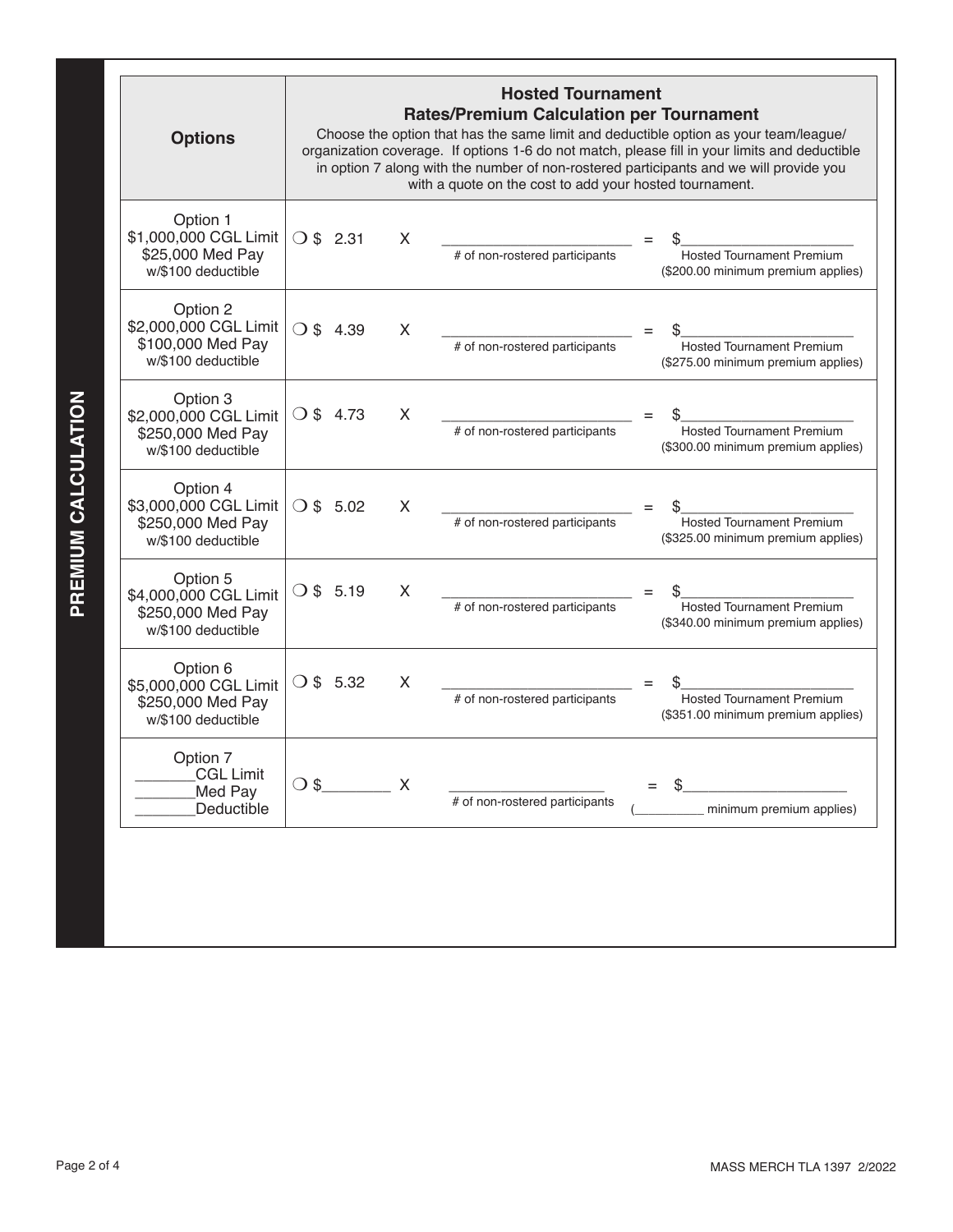## PREMIUM CALCULATION

| Options | Hosted Tournament Rates/Premium Calculation per Tournament<br>Choose the option that has the same limit and deductible option as your team/league/organization coverage. If options 1-6 do not match, please fill in your limits and deductible in option 7 along with the number of non-rostered participants and we will provide you with a quote on the cost to add your hosted tournament. | | | | |
|---|---|---|---|---|---|
| Option 1<br>$1,000,000 CGL Limit<br>$25,000 Med Pay<br>w/$100 deductible | ❍ $ 2.31 | X | ______________________<br># of non-rostered participants | = | $____________________<br>Hosted Tournament Premium<br>($200.00 minimum premium applies) |
| Option 2<br>$2,000,000 CGL Limit<br>$100,000 Med Pay<br>w/$100 deductible | ❍ $ 4.39 | X | ______________________<br># of non-rostered participants | = | $____________________<br>Hosted Tournament Premium<br>($275.00 minimum premium applies) |
| Option 3<br>$2,000,000 CGL Limit<br>$250,000 Med Pay<br>w/$100 deductible | ❍ $ 4.73 | X | ______________________<br># of non-rostered participants | = | $____________________<br>Hosted Tournament Premium<br>($300.00 minimum premium applies) |
| Option 4<br>$3,000,000 CGL Limit<br>$250,000 Med Pay<br>w/$100 deductible | ❍ $ 5.02 | X | ______________________<br># of non-rostered participants | = | $____________________<br>Hosted Tournament Premium<br>($325.00 minimum premium applies) |
| Option 5<br>$4,000,000 CGL Limit<br>$250,000 Med Pay<br>w/$100 deductible | ❍ $ 5.19 | X | ______________________<br># of non-rostered participants | = | $____________________<br>Hosted Tournament Premium<br>($340.00 minimum premium applies) |
| Option 6<br>$5,000,000 CGL Limit<br>$250,000 Med Pay<br>w/$100 deductible | ❍ $ 5.32 | X | ______________________<br># of non-rostered participants | = | $____________________<br>Hosted Tournament Premium<br>($351.00 minimum premium applies) |
| Option 7<br>_______CGL Limit<br>_______Med Pay<br>_______Deductible | ❍ $________ | X | ____________________<br># of non-rostered participants | = | $____________________<br>(__________ minimum premium applies) |

MASS MERCH TLA 1397 2/2022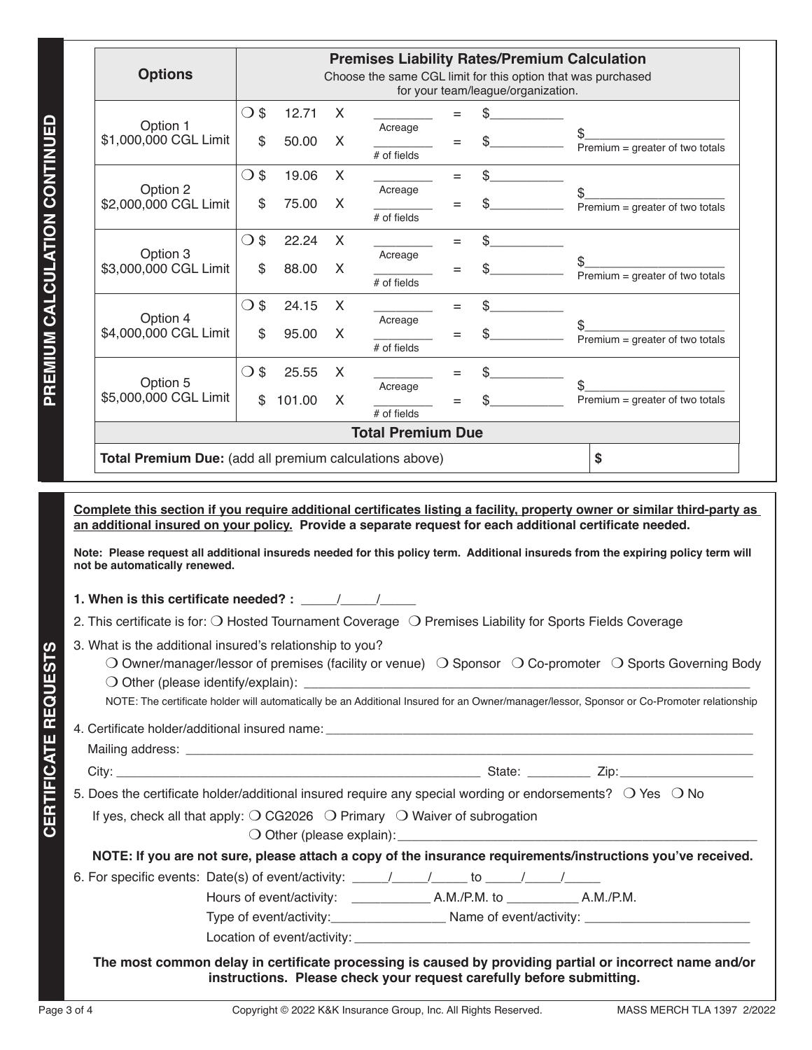## PREMIUM CALCULATION CONTINUED

| Options | Premises Liability Rates/Premium Calculation<br>Choose the same CGL limit for this option that was purchased for your team/league/organization. | | | | | |
|---|---|---|---|---|---|---|
| Option 1<br>$1,000,000 CGL Limit | ❍ $ 12.71 | X | ________ Acreage | = | $__________ | $____________________<br>Premium = greater of two totals |
| | $ 50.00 | X | ________ # of fields | = | $__________ | |
| Option 2<br>$2,000,000 CGL Limit | ❍ $ 19.06 | X | ________ Acreage | = | $__________ | $____________________<br>Premium = greater of two totals |
| | $ 75.00 | X | ________ # of fields | = | $__________ | |
| Option 3<br>$3,000,000 CGL Limit | ❍ $ 22.24 | X | ________ Acreage | = | $__________ | $____________________<br>Premium = greater of two totals |
| | $ 88.00 | X | ________ # of fields | = | $__________ | |
| Option 4<br>$4,000,000 CGL Limit | ❍ $ 24.15 | X | ________ Acreage | = | $__________ | $____________________<br>Premium = greater of two totals |
| | $ 95.00 | X | ________ # of fields | = | $__________ | |
| Option 5<br>$5,000,000 CGL Limit | ❍ $ 25.55 | X | ________ Acreage | = | $__________ | $____________________<br>Premium = greater of two totals |
| | $ 101.00 | X | ________ # of fields | = | $__________ | |
| **Total Premium Due** | | | | | | |
| **Total Premium Due:** (add all premium calculations above) | | | | | | **$** |

## CERTIFICATE REQUESTS

**Complete this section if you require additional certificates listing a facility, property owner or similar third-party as an additional insured on your policy. Provide a separate request for each additional certificate needed.**

**Note: Please request all additional insureds needed for this policy term. Additional insureds from the expiring policy term will not be automatically renewed.**

**1. When is this certificate needed? :** _____/_____/_____

2. This certificate is for: ❍ Hosted Tournament Coverage ❍ Premises Liability for Sports Fields Coverage

3. What is the additional insured's relationship to you?
   ❍ Owner/manager/lessor of premises (facility or venue) ❍ Sponsor ❍ Co-promoter ❍ Sports Governing Body
   ❍ Other (please identify/explain): ____________________________________________

   NOTE: The certificate holder will automatically be an Additional Insured for an Owner/manager/lessor, Sponsor or Co-Promoter relationship

4. Certificate holder/additional insured name: ____________________________________________
   Mailing address: ____________________________________________
   City: ______________________________ State: _________ Zip: ___________________

5. Does the certificate holder/additional insured require any special wording or endorsements? ❍ Yes ❍ No
   If yes, check all that apply: ❍ CG2026 ❍ Primary ❍ Waiver of subrogation
   ❍ Other (please explain): ____________________________________________

   **NOTE: If you are not sure, please attach a copy of the insurance requirements/instructions you've received.**

6. For specific events: Date(s) of event/activity: _____/_____/_____ to _____/_____/_____
   Hours of event/activity: ___________ A.M./P.M. to __________ A.M./P.M.
   Type of event/activity: ________________ Name of event/activity: ________________________
   Location of event/activity: ____________________________________________

**The most common delay in certificate processing is caused by providing partial or incorrect name and/or instructions. Please check your request carefully before submitting.**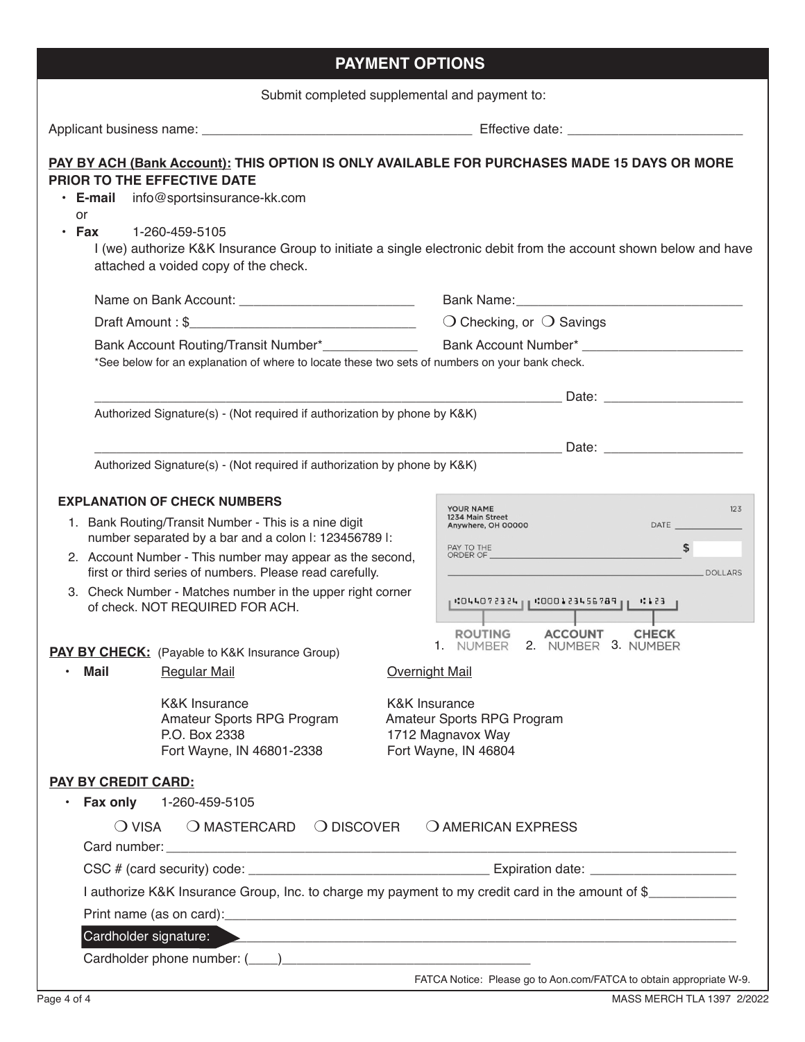## PAYMENT OPTIONS

Submit completed supplemental and payment to:

Applicant business name: ____________________________________ Effective date: ________________________

**PAY BY ACH (Bank Account): THIS OPTION IS ONLY AVAILABLE FOR PURCHASES MADE 15 DAYS OR MORE PRIOR TO THE EFFECTIVE DATE**

- **E-mail** info@sportsinsurance-kk.com

  or

- **Fax** 1-260-459-5105

  I (we) authorize K&K Insurance Group to initiate a single electronic debit from the account shown below and have attached a voided copy of the check.

Name on Bank Account: ________________________ Bank Name:________________________________

Draft Amount : $_______________________________ ❍ Checking, or ❍ Savings

Bank Account Routing/Transit Number*_____________ Bank Account Number* ______________________

*See below for an explanation of where to locate these two sets of numbers on your bank check.

_________________________________________________________________ Date: ___________________

Authorized Signature(s) - (Not required if authorization by phone by K&K)

_________________________________________________________________ Date: ___________________

Authorized Signature(s) - (Not required if authorization by phone by K&K)

**EXPLANATION OF CHECK NUMBERS**

1. Bank Routing/Transit Number - This is a nine digit number separated by a bar and a colon I: 123456789 I:
2. Account Number - This number may appear as the second, first or third series of numbers. Please read carefully.
3. Check Number - Matches number in the upper right corner of check. NOT REQUIRED FOR ACH.

YOUR NAME
1234 Main Street
Anywhere, OH 00000
123
DATE
PAY TO THE ORDER OF
$
DOLLARS
1. ROUTING NUMBER 2. ACCOUNT NUMBER 3. CHECK NUMBER

**PAY BY CHECK:** (Payable to K&K Insurance Group)

- **Mail**

| Regular Mail | Overnight Mail |
|---|---|
| K&K Insurance<br>Amateur Sports RPG Program<br>P.O. Box 2338<br>Fort Wayne, IN 46801-2338 | K&K Insurance<br>Amateur Sports RPG Program<br>1712 Magnavox Way<br>Fort Wayne, IN 46804 |

**PAY BY CREDIT CARD:**

- **Fax only** 1-260-459-5105

❍ VISA ❍ MASTERCARD ❍ DISCOVER ❍ AMERICAN EXPRESS

Card number: _____________________________________________________________________________

CSC # (card security) code: _________________________________ Expiration date: ____________________

I authorize K&K Insurance Group, Inc. to charge my payment to my credit card in the amount of $____________

Print name (as on card):____________________________________________________________________

Cardholder signature: _______________________________________________________________________

Cardholder phone number: (____)__________________________________

FATCA Notice: Please go to Aon.com/FATCA to obtain appropriate W-9.

MASS MERCH TLA 1397 2/2022